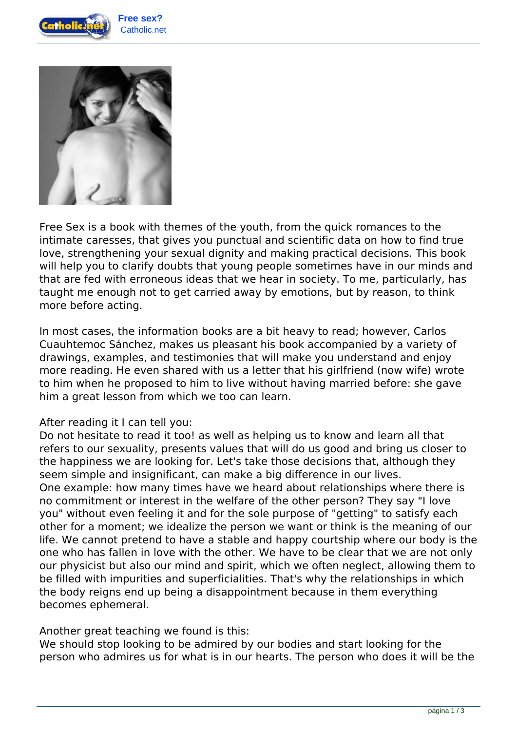Free Sex is a book with themes of the youth, from the quick romances to the intimate caresses, that gives you punctual and scientific data on how to find true love, strengthening your sexual dignity and making practical decisions. This book will help you to clarify doubts that young people sometimes have in our minds and that are fed with erroneous ideas that we hear in society. To me, particularly, has taught me enough not to get carried away by emotions, but by reason, to think more before acting.

In most cases, the information books are a bit heavy to read; however, Carlos Cuauhtemoc Sánchez, makes us pleasant his book accompanied by a variety of drawings, examples, and testimonies that will make you understand and enjoy more reading. He even shared with us a letter that his girlfriend (now wife) wrote to him when he proposed to him to live without having married before: she gave him a great lesson from which we too can learn.

After reading it I can tell you:
Do not hesitate to read it too! as well as helping us to know and learn all that refers to our sexuality, presents values that will do us good and bring us closer to the happiness we are looking for. Let's take those decisions that, although they seem simple and insignificant, can make a big difference in our lives.
One example: how many times have we heard about relationships where there is no commitment or interest in the welfare of the other person? They say "I love you" without even feeling it and for the sole purpose of "getting" to satisfy each other for a moment; we idealize the person we want or think is the meaning of our life. We cannot pretend to have a stable and happy courtship where our body is the one who has fallen in love with the other. We have to be clear that we are not only our physicist but also our mind and spirit, which we often neglect, allowing them to be filled with impurities and superficialities. That's why the relationships in which the body reigns end up being a disappointment because in them everything becomes ephemeral.

Another great teaching we found is this:
We should stop looking to be admired by our bodies and start looking for the person who admires us for what is in our hearts. The person who does it will be the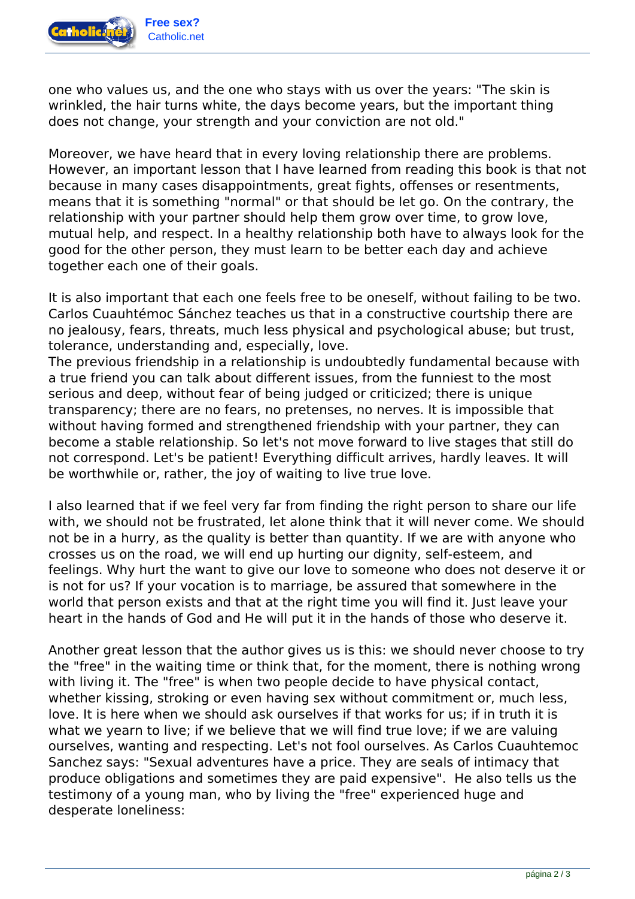one who values us, and the one who stays with us over the years: "The skin is wrinkled, the hair turns white, the days become years, but the important thing does not change, your strength and your conviction are not old."

Moreover, we have heard that in every loving relationship there are problems. However, an important lesson that I have learned from reading this book is that not because in many cases disappointments, great fights, offenses or resentments, means that it is something "normal" or that should be let go. On the contrary, the relationship with your partner should help them grow over time, to grow love, mutual help, and respect. In a healthy relationship both have to always look for the good for the other person, they must learn to be better each day and achieve together each one of their goals.

It is also important that each one feels free to be oneself, without failing to be two. Carlos Cuauhtémoc Sánchez teaches us that in a constructive courtship there are no jealousy, fears, threats, much less physical and psychological abuse; but trust, tolerance, understanding and, especially, love.

The previous friendship in a relationship is undoubtedly fundamental because with a true friend you can talk about different issues, from the funniest to the most serious and deep, without fear of being judged or criticized; there is unique transparency; there are no fears, no pretenses, no nerves. It is impossible that without having formed and strengthened friendship with your partner, they can become a stable relationship. So let's not move forward to live stages that still do not correspond. Let's be patient! Everything difficult arrives, hardly leaves. It will be worthwhile or, rather, the joy of waiting to live true love.

I also learned that if we feel very far from finding the right person to share our life with, we should not be frustrated, let alone think that it will never come. We should not be in a hurry, as the quality is better than quantity. If we are with anyone who crosses us on the road, we will end up hurting our dignity, self-esteem, and feelings. Why hurt the want to give our love to someone who does not deserve it or is not for us? If your vocation is to marriage, be assured that somewhere in the world that person exists and that at the right time you will find it. Just leave your heart in the hands of God and He will put it in the hands of those who deserve it.

Another great lesson that the author gives us is this: we should never choose to try the "free" in the waiting time or think that, for the moment, there is nothing wrong with living it. The "free" is when two people decide to have physical contact, whether kissing, stroking or even having sex without commitment or, much less, love. It is here when we should ask ourselves if that works for us; if in truth it is what we yearn to live; if we believe that we will find true love; if we are valuing ourselves, wanting and respecting. Let's not fool ourselves. As Carlos Cuauhtemoc Sanchez says: "Sexual adventures have a price. They are seals of intimacy that produce obligations and sometimes they are paid expensive". He also tells us the testimony of a young man, who by living the "free" experienced huge and desperate loneliness: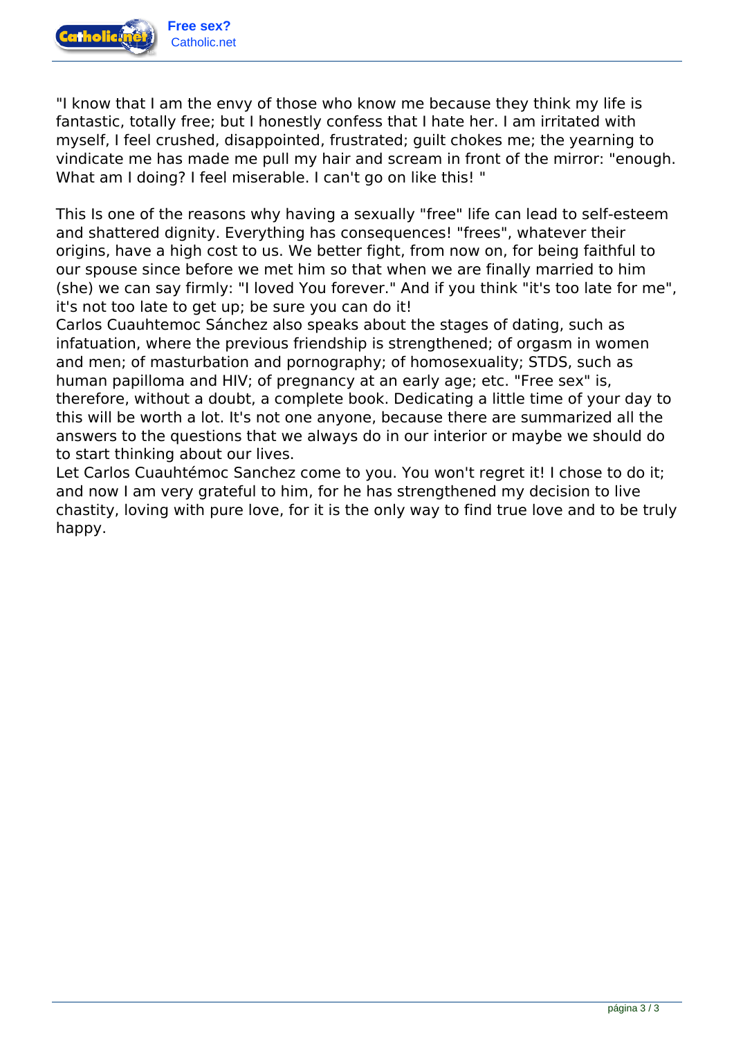"I know that I am the envy of those who know me because they think my life is fantastic, totally free; but I honestly confess that I hate her. I am irritated with myself, I feel crushed, disappointed, frustrated; guilt chokes me; the yearning to vindicate me has made me pull my hair and scream in front of the mirror: "enough. What am I doing? I feel miserable. I can't go on like this! "

This Is one of the reasons why having a sexually "free" life can lead to self-esteem and shattered dignity. Everything has consequences! "frees", whatever their origins, have a high cost to us. We better fight, from now on, for being faithful to our spouse since before we met him so that when we are finally married to him (she) we can say firmly: "I loved You forever." And if you think "it's too late for me", it's not too late to get up; be sure you can do it!
Carlos Cuauhtemoc Sánchez also speaks about the stages of dating, such as infatuation, where the previous friendship is strengthened; of orgasm in women and men; of masturbation and pornography; of homosexuality; STDS, such as human papilloma and HIV; of pregnancy at an early age; etc. "Free sex" is, therefore, without a doubt, a complete book. Dedicating a little time of your day to this will be worth a lot. It's not one anyone, because there are summarized all the answers to the questions that we always do in our interior or maybe we should do to start thinking about our lives.
Let Carlos Cuauhtémoc Sanchez come to you. You won't regret it! I chose to do it; and now I am very grateful to him, for he has strengthened my decision to live chastity, loving with pure love, for it is the only way to find true love and to be truly happy.